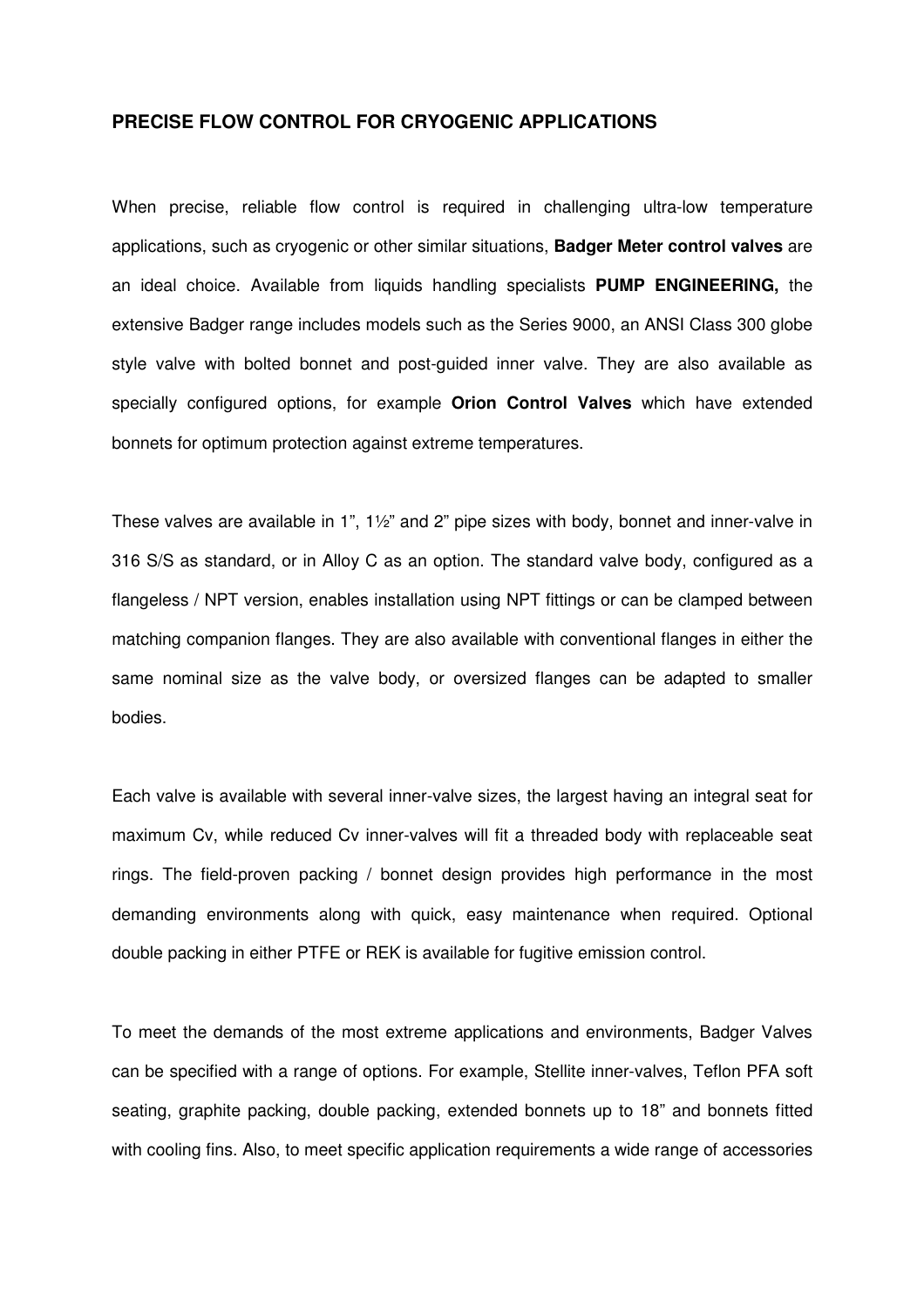# PRECISE FLOW CONTROL FOR CRYOGENIC APPLICATIONS

When precise, reliable flow control is required in challenging ultra-low temperature applications, such as cryogenic or other similar situations, **Badger Meter control valves** are an ideal choice. Available from liquids handling specialists **PUMP ENGINEERING,** the extensive Badger range includes models such as the Series 9000, an ANSI Class 300 globe style valve with bolted bonnet and post-guided inner valve. They are also available as specially configured options, for example **Orion Control Valves** which have extended bonnets for optimum protection against extreme temperatures.

These valves are available in 1", 1½" and 2" pipe sizes with body, bonnet and inner-valve in 316 S/S as standard, or in Alloy C as an option. The standard valve body, configured as a flangeless / NPT version, enables installation using NPT fittings or can be clamped between matching companion flanges. They are also available with conventional flanges in either the same nominal size as the valve body, or oversized flanges can be adapted to smaller bodies.

Each valve is available with several inner-valve sizes, the largest having an integral seat for maximum Cv, while reduced Cv inner-valves will fit a threaded body with replaceable seat rings. The field-proven packing / bonnet design provides high performance in the most demanding environments along with quick, easy maintenance when required. Optional double packing in either PTFE or REK is available for fugitive emission control.

To meet the demands of the most extreme applications and environments, Badger Valves can be specified with a range of options. For example, Stellite inner-valves, Teflon PFA soft seating, graphite packing, double packing, extended bonnets up to 18" and bonnets fitted with cooling fins. Also, to meet specific application requirements a wide range of accessories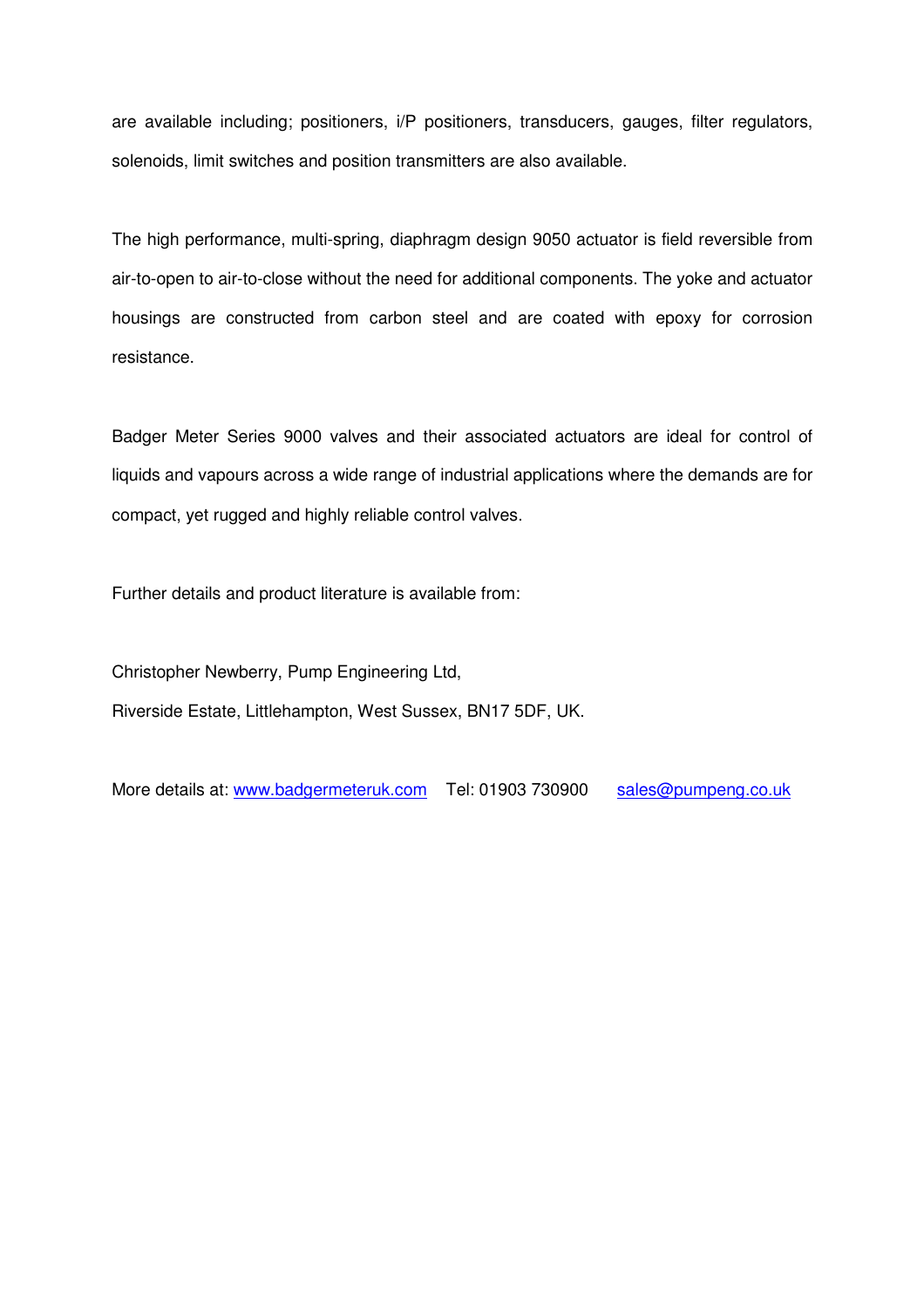are available including; positioners, i/P positioners, transducers, gauges, filter regulators, solenoids, limit switches and position transmitters are also available.

The high performance, multi-spring, diaphragm design 9050 actuator is field reversible from air-to-open to air-to-close without the need for additional components. The yoke and actuator housings are constructed from carbon steel and are coated with epoxy for corrosion resistance.

Badger Meter Series 9000 valves and their associated actuators are ideal for control of liquids and vapours across a wide range of industrial applications where the demands are for compact, yet rugged and highly reliable control valves.

Further details and product literature is available from:

Christopher Newberry, Pump Engineering Ltd,
Riverside Estate, Littlehampton, West Sussex, BN17 5DF, UK.

More details at: www.badgermeteruk.com Tel: 01903 730900 sales@pumpeng.co.uk